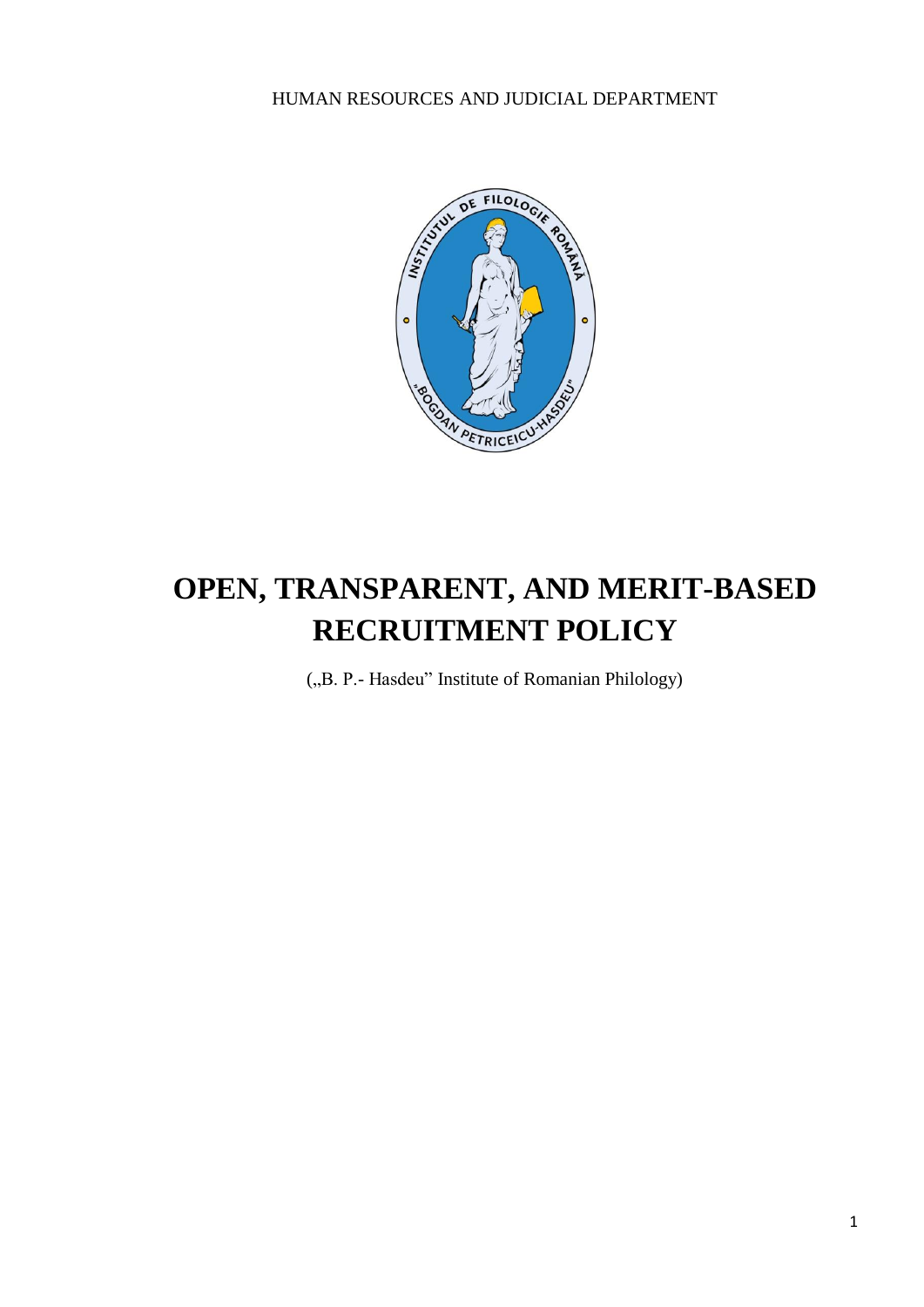HUMAN RESOURCES AND JUDICIAL DEPARTMENT

# OPEN, TRANSPARENT, AND MERIT-BASED RECRUITMENT POLICY

(„B. P.- Hasdeu" Institute of Romanian Philology)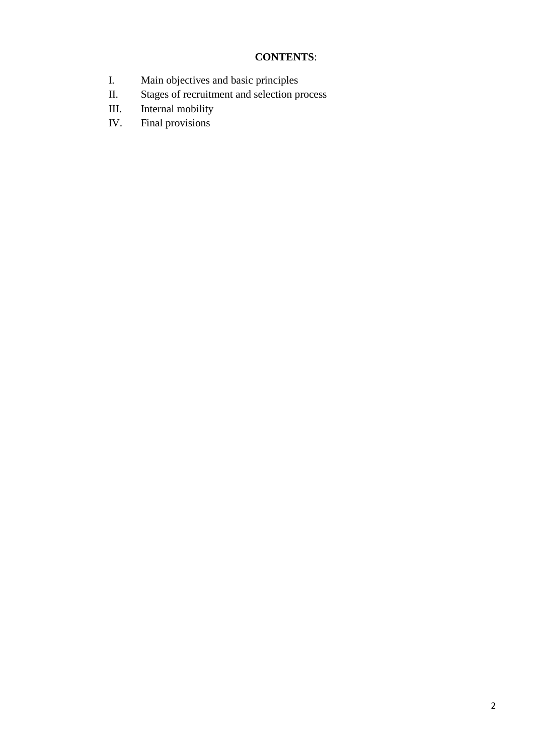**CONTENTS**:

I. Main objectives and basic principles
II. Stages of recruitment and selection process
III. Internal mobility
IV. Final provisions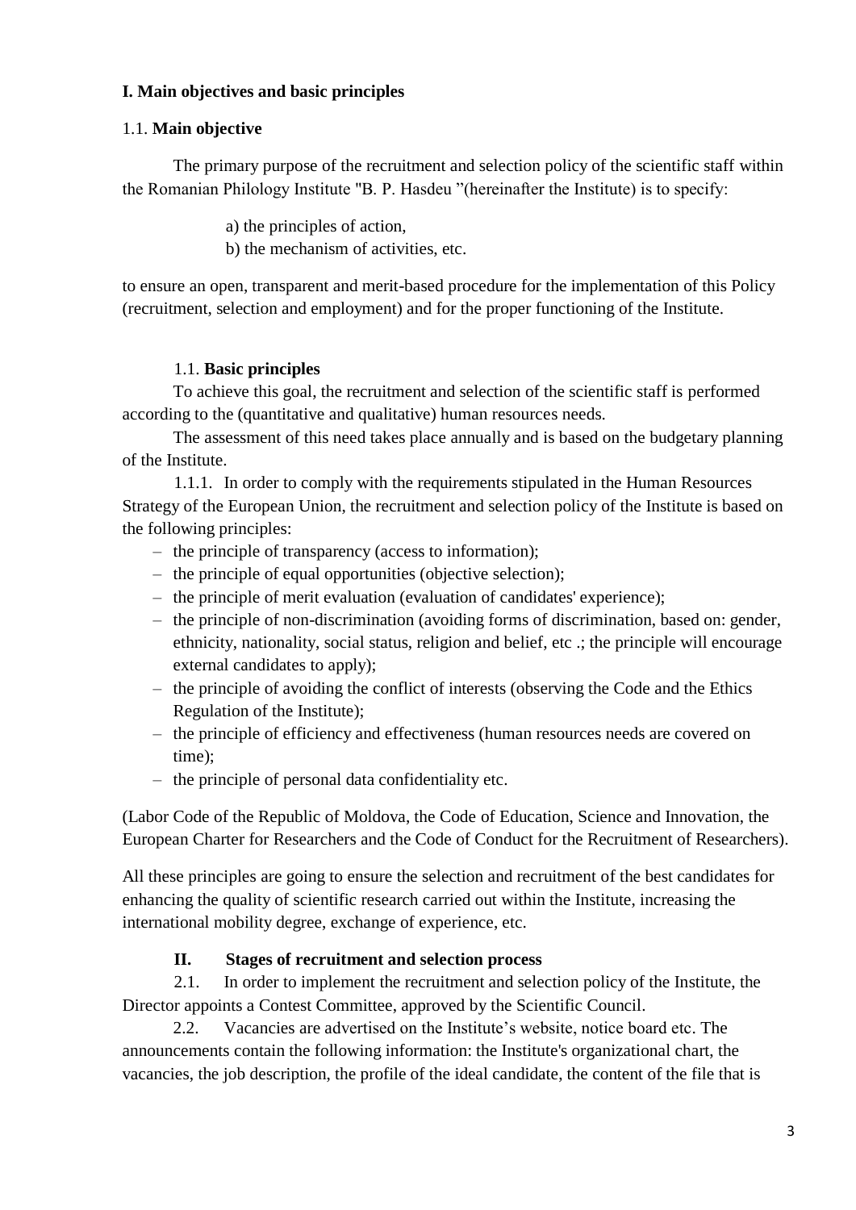## I. Main objectives and basic principles

1.1. **Main objective**

The primary purpose of the recruitment and selection policy of the scientific staff within the Romanian Philology Institute "B. P. Hasdeu "(hereinafter the Institute) is to specify:

a) the principles of action,
b) the mechanism of activities, etc.

to ensure an open, transparent and merit-based procedure for the implementation of this Policy (recruitment, selection and employment) and for the proper functioning of the Institute.

1.1. **Basic principles**

To achieve this goal, the recruitment and selection of the scientific staff is performed according to the (quantitative and qualitative) human resources needs.

The assessment of this need takes place annually and is based on the budgetary planning of the Institute.

1.1.1. In order to comply with the requirements stipulated in the Human Resources Strategy of the European Union, the recruitment and selection policy of the Institute is based on the following principles:

- the principle of transparency (access to information);
- the principle of equal opportunities (objective selection);
- the principle of merit evaluation (evaluation of candidates' experience);
- the principle of non-discrimination (avoiding forms of discrimination, based on: gender, ethnicity, nationality, social status, religion and belief, etc .; the principle will encourage external candidates to apply);
- the principle of avoiding the conflict of interests (observing the Code and the Ethics Regulation of the Institute);
- the principle of efficiency and effectiveness (human resources needs are covered on time);
- the principle of personal data confidentiality etc.

(Labor Code of the Republic of Moldova, the Code of Education, Science and Innovation, the European Charter for Researchers and the Code of Conduct for the Recruitment of Researchers).

All these principles are going to ensure the selection and recruitment of the best candidates for enhancing the quality of scientific research carried out within the Institute, increasing the international mobility degree, exchange of experience, etc.

## II. Stages of recruitment and selection process

2.1. In order to implement the recruitment and selection policy of the Institute, the Director appoints a Contest Committee, approved by the Scientific Council.

2.2. Vacancies are advertised on the Institute's website, notice board etc. The announcements contain the following information: the Institute's organizational chart, the vacancies, the job description, the profile of the ideal candidate, the content of the file that is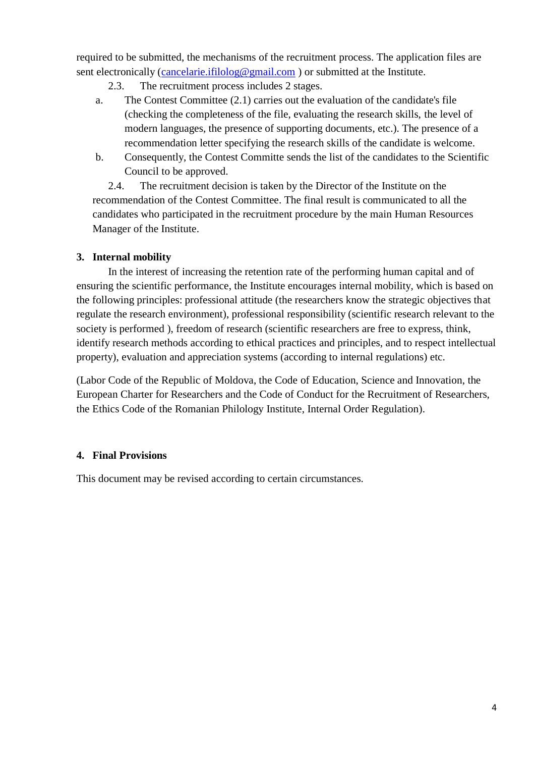required to be submitted, the mechanisms of the recruitment process. The application files are sent electronically (cancelarie.ifilolog@gmail.com ) or submitted at the Institute.

2.3. The recruitment process includes 2 stages.

a. The Contest Committee (2.1) carries out the evaluation of the candidate's file (checking the completeness of the file, evaluating the research skills, the level of modern languages, the presence of supporting documents, etc.). The presence of a recommendation letter specifying the research skills of the candidate is welcome.

b. Consequently, the Contest Committe sends the list of the candidates to the Scientific Council to be approved.

2.4. The recruitment decision is taken by the Director of the Institute on the recommendation of the Contest Committee. The final result is communicated to all the candidates who participated in the recruitment procedure by the main Human Resources Manager of the Institute.

## 3. Internal mobility

In the interest of increasing the retention rate of the performing human capital and of ensuring the scientific performance, the Institute encourages internal mobility, which is based on the following principles: professional attitude (the researchers know the strategic objectives that regulate the research environment), professional responsibility (scientific research relevant to the society is performed ), freedom of research (scientific researchers are free to express, think, identify research methods according to ethical practices and principles, and to respect intellectual property), evaluation and appreciation systems (according to internal regulations) etc.

(Labor Code of the Republic of Moldova, the Code of Education, Science and Innovation, the European Charter for Researchers and the Code of Conduct for the Recruitment of Researchers, the Ethics Code of the Romanian Philology Institute, Internal Order Regulation).

## 4. Final Provisions

This document may be revised according to certain circumstances.